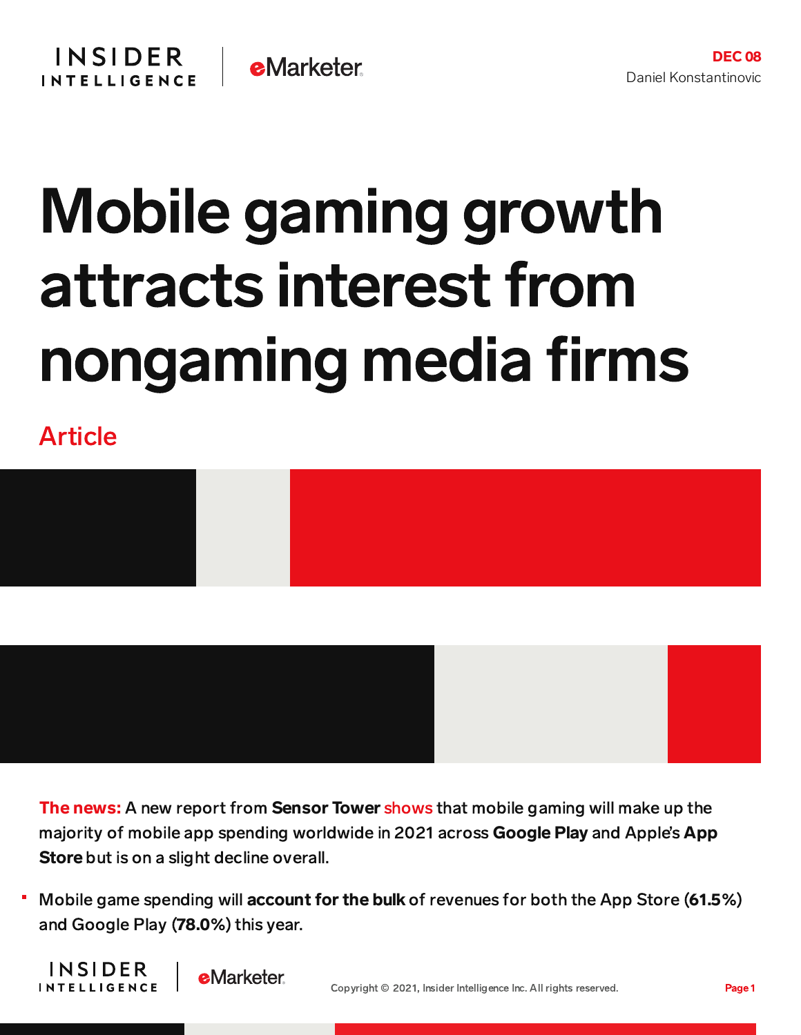DEC 08
Daniel Konstantinovic

# Mobile gaming growth attracts interest from nongaming media firms

Article

**The news:** A new report from **Sensor Tower** shows that mobile gaming will make up the majority of mobile app spending worldwide in 2021 across **Google Play** and Apple's **App Store** but is on a slight decline overall.

- Mobile game spending will **account for the bulk** of revenues for both the App Store (**61.5%**) and Google Play (**78.0%**) this year.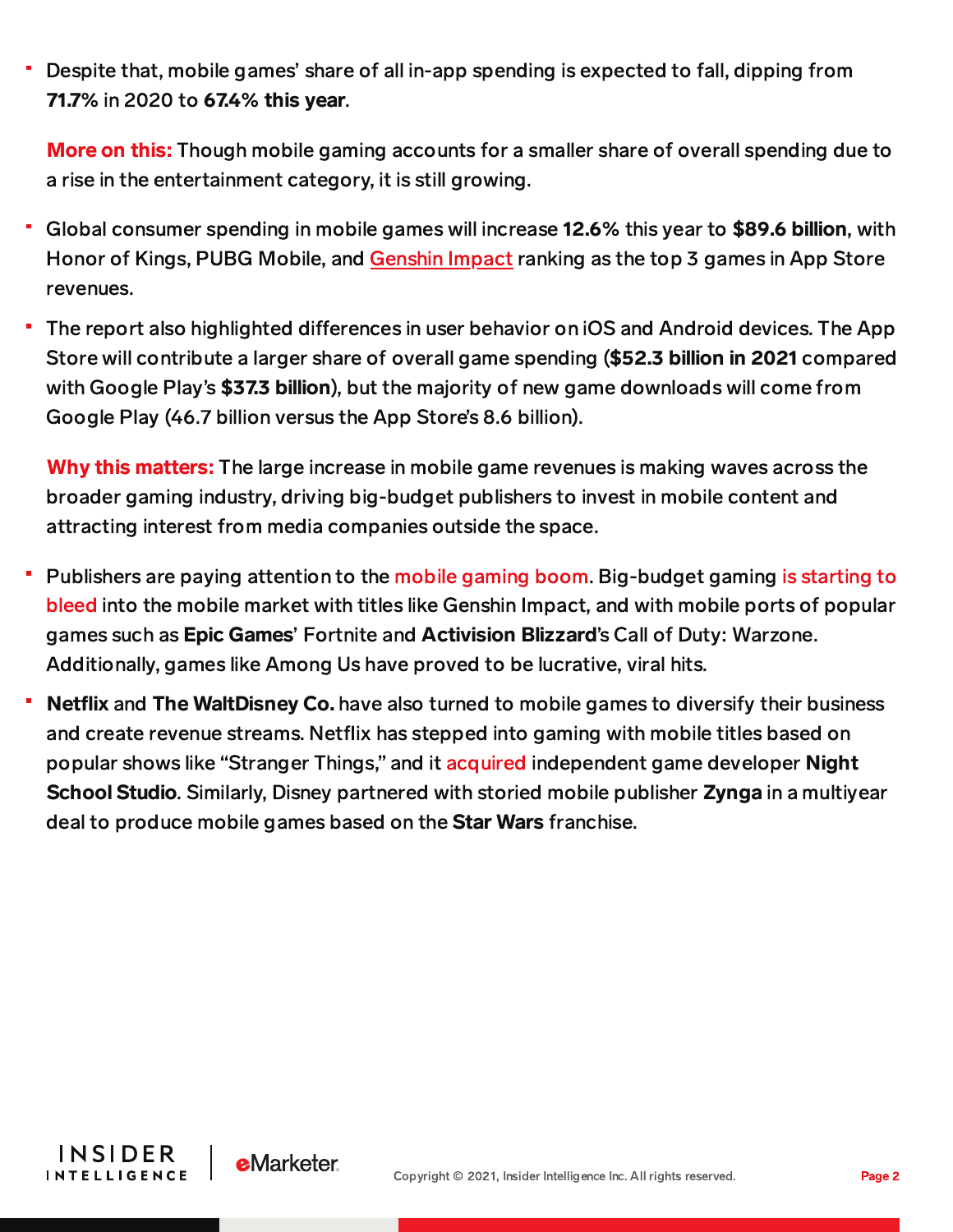- Despite that, mobile games' share of all in-app spending is expected to fall, dipping from **71.7%** in 2020 to **67.4% this year**.

  **More on this:** Though mobile gaming accounts for a smaller share of overall spending due to a rise in the entertainment category, it is still growing.

- Global consumer spending in mobile games will increase **12.6%** this year to **$89.6 billion**, with Honor of Kings, PUBG Mobile, and Genshin Impact ranking as the top 3 games in App Store revenues.

- The report also highlighted differences in user behavior on iOS and Android devices. The App Store will contribute a larger share of overall game spending (**$52.3 billion in 2021** compared with Google Play's **$37.3 billion**), but the majority of new game downloads will come from Google Play (46.7 billion versus the App Store's 8.6 billion).

  **Why this matters:** The large increase in mobile game revenues is making waves across the broader gaming industry, driving big-budget publishers to invest in mobile content and attracting interest from media companies outside the space.

- Publishers are paying attention to the mobile gaming boom. Big-budget gaming is starting to bleed into the mobile market with titles like Genshin Impact, and with mobile ports of popular games such as **Epic Games**' Fortnite and **Activision Blizzard**'s Call of Duty: Warzone. Additionally, games like Among Us have proved to be lucrative, viral hits.

- **Netflix** and **The WaltDisney Co.** have also turned to mobile games to diversify their business and create revenue streams. Netflix has stepped into gaming with mobile titles based on popular shows like "Stranger Things," and it acquired independent game developer **Night School Studio**. Similarly, Disney partnered with storied mobile publisher **Zynga** in a multiyear deal to produce mobile games based on the **Star Wars** franchise.